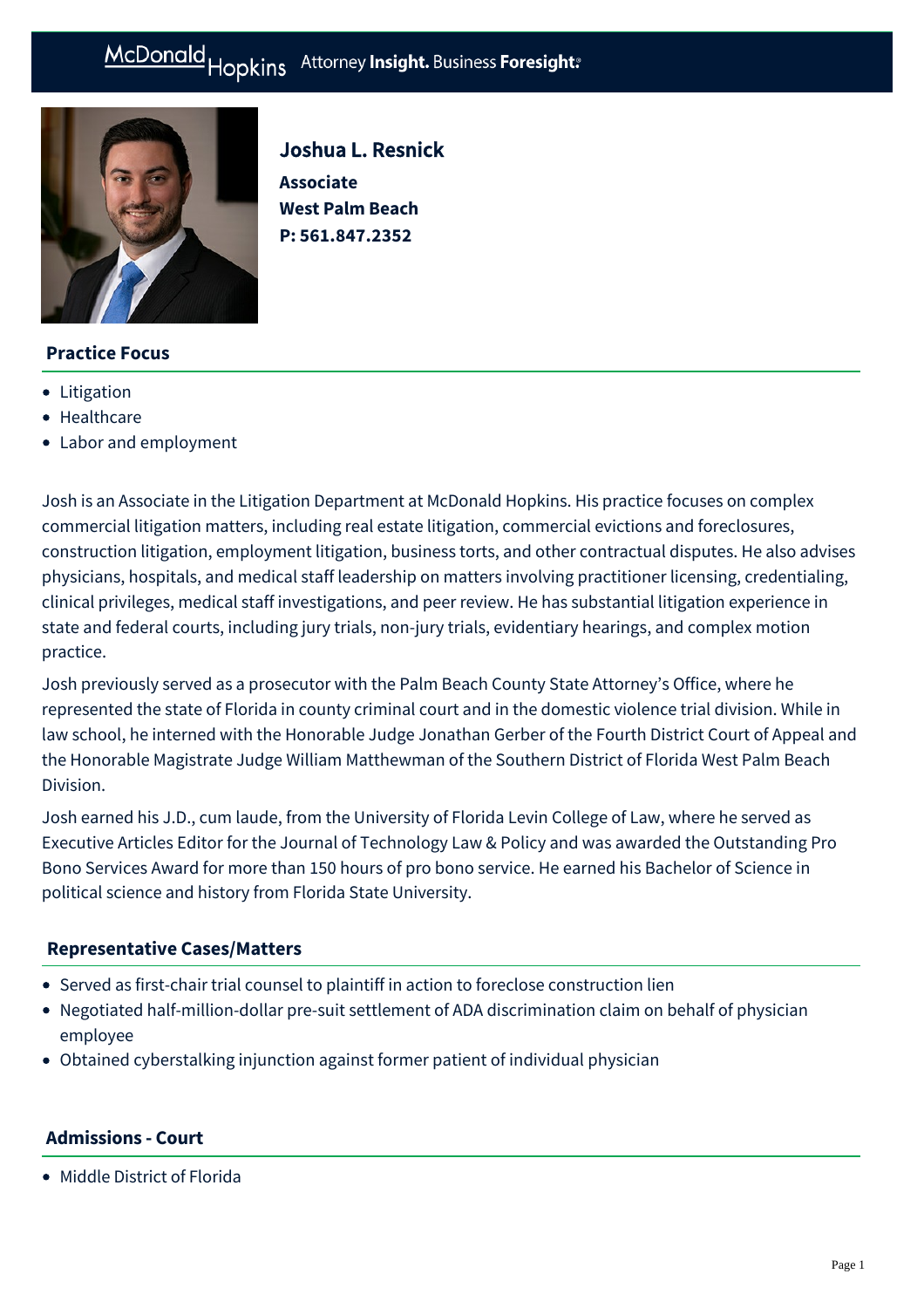# Joshua L. Resnick

**Associate**
**West Palm Beach**
**P: 561.847.2352**

## Practice Focus

- Litigation
- Healthcare
- Labor and employment

Josh is an Associate in the Litigation Department at McDonald Hopkins. His practice focuses on complex commercial litigation matters, including real estate litigation, commercial evictions and foreclosures, construction litigation, employment litigation, business torts, and other contractual disputes. He also advises physicians, hospitals, and medical staff leadership on matters involving practitioner licensing, credentialing, clinical privileges, medical staff investigations, and peer review. He has substantial litigation experience in state and federal courts, including jury trials, non-jury trials, evidentiary hearings, and complex motion practice.

Josh previously served as a prosecutor with the Palm Beach County State Attorney's Office, where he represented the state of Florida in county criminal court and in the domestic violence trial division. While in law school, he interned with the Honorable Judge Jonathan Gerber of the Fourth District Court of Appeal and the Honorable Magistrate Judge William Matthewman of the Southern District of Florida West Palm Beach Division.

Josh earned his J.D., cum laude, from the University of Florida Levin College of Law, where he served as Executive Articles Editor for the Journal of Technology Law & Policy and was awarded the Outstanding Pro Bono Services Award for more than 150 hours of pro bono service. He earned his Bachelor of Science in political science and history from Florida State University.

## Representative Cases/Matters

- Served as first-chair trial counsel to plaintiff in action to foreclose construction lien
- Negotiated half-million-dollar pre-suit settlement of ADA discrimination claim on behalf of physician employee
- Obtained cyberstalking injunction against former patient of individual physician

## Admissions - Court

- Middle District of Florida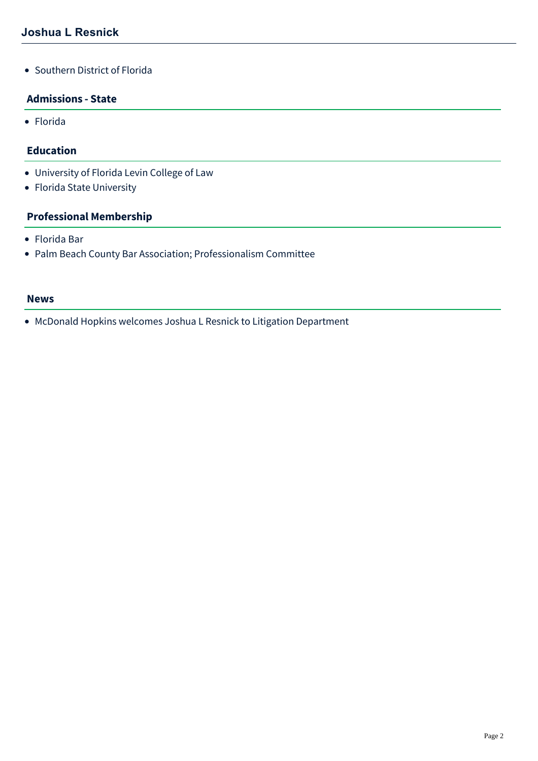- Southern District of Florida

## Admissions - State

- Florida

## Education

- University of Florida Levin College of Law
- Florida State University

## Professional Membership

- Florida Bar
- Palm Beach County Bar Association; Professionalism Committee

## News

- McDonald Hopkins welcomes Joshua L Resnick to Litigation Department